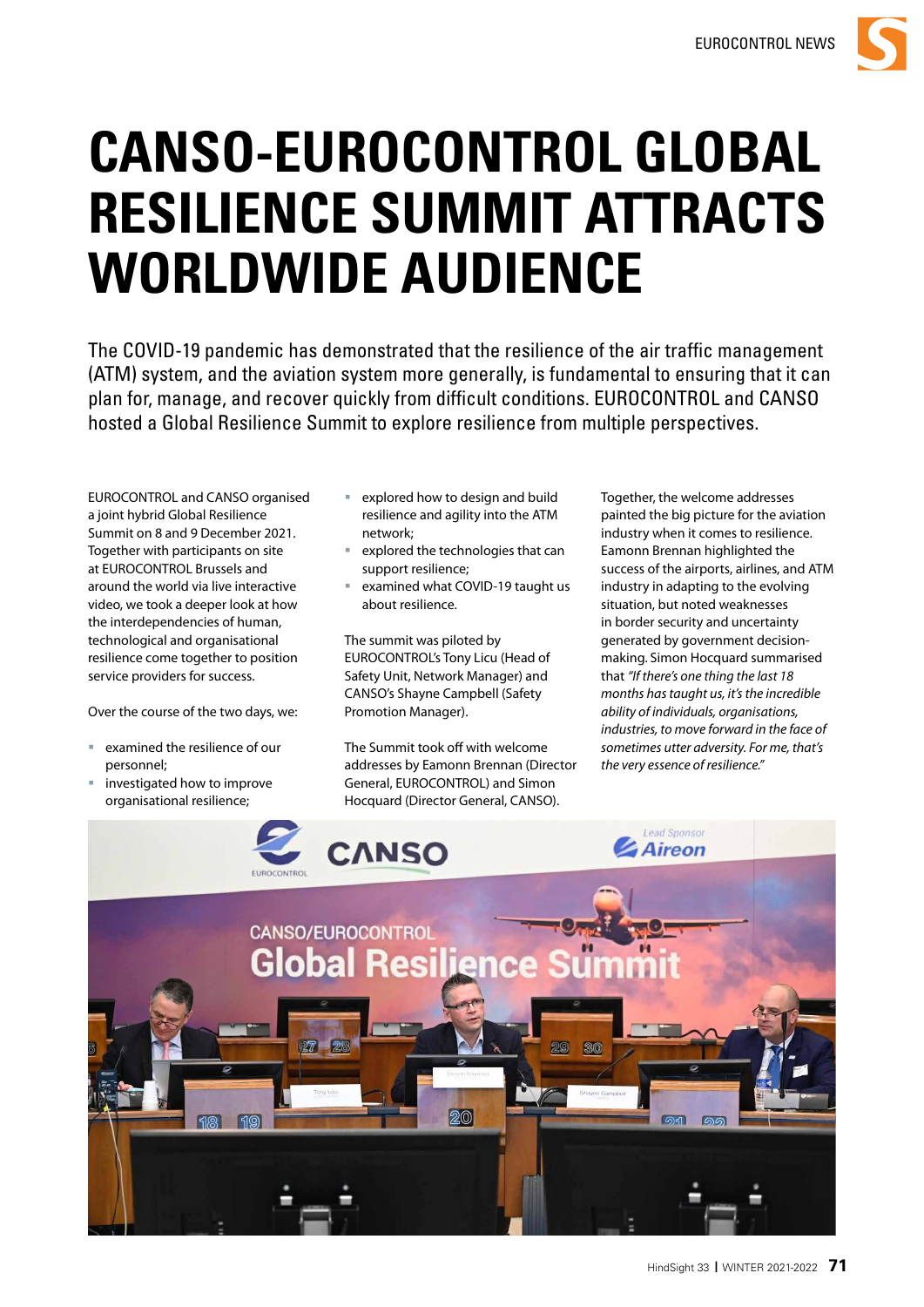# CANSO-EUROCONTROL GLOBAL RESILIENCE SUMMIT ATTRACTS WORLDWIDE AUDIENCE

The COVID-19 pandemic has demonstrated that the resilience of the air traffic management (ATM) system, and the aviation system more generally, is fundamental to ensuring that it can plan for, manage, and recover quickly from difficult conditions. EUROCONTROL and CANSO hosted a Global Resilience Summit to explore resilience from multiple perspectives.

EUROCONTROL and CANSO organised a joint hybrid Global Resilience Summit on 8 and 9 December 2021. Together with participants on site at EUROCONTROL Brussels and around the world via live interactive video, we took a deeper look at how the interdependencies of human, technological and organisational resilience come together to position service providers for success.

Over the course of the two days, we:

- examined the resilience of our personnel;
- investigated how to improve organisational resilience;
- explored how to design and build resilience and agility into the ATM network;
- explored the technologies that can support resilience;
- examined what COVID-19 taught us about resilience.

The summit was piloted by EUROCONTROL's Tony Licu (Head of Safety Unit, Network Manager) and CANSO's Shayne Campbell (Safety Promotion Manager).

The Summit took off with welcome addresses by Eamonn Brennan (Director General, EUROCONTROL) and Simon Hocquard (Director General, CANSO).

Together, the welcome addresses painted the big picture for the aviation industry when it comes to resilience. Eamonn Brennan highlighted the success of the airports, airlines, and ATM industry in adapting to the evolving situation, but noted weaknesses in border security and uncertainty generated by government decision-making. Simon Hocquard summarised that *"If there's one thing the last 18 months has taught us, it's the incredible ability of individuals, organisations, industries, to move forward in the face of sometimes utter adversity. For me, that's the very essence of resilience."*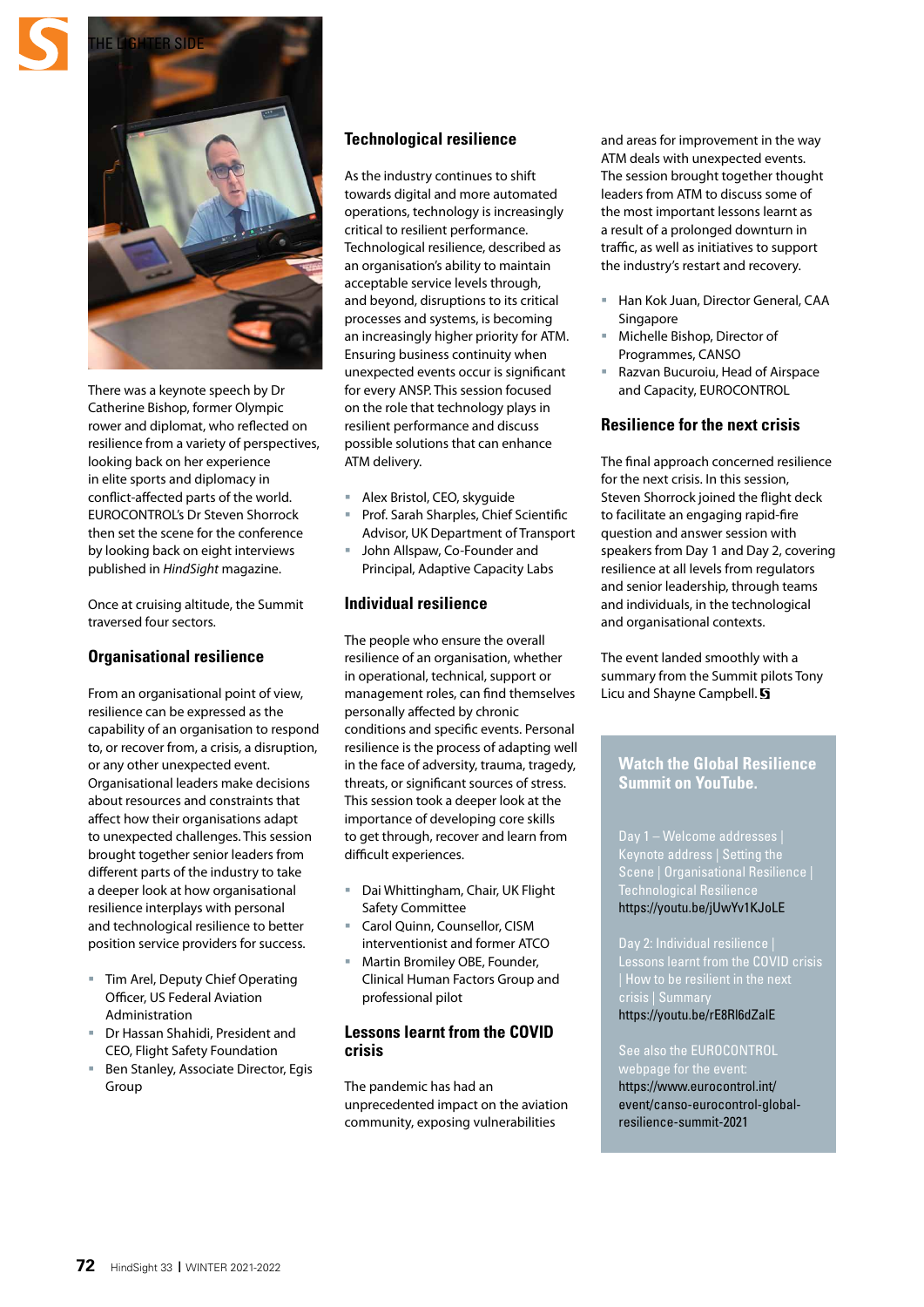There was a keynote speech by Dr Catherine Bishop, former Olympic rower and diplomat, who reflected on resilience from a variety of perspectives, looking back on her experience in elite sports and diplomacy in conflict-affected parts of the world. EUROCONTROL's Dr Steven Shorrock then set the scene for the conference by looking back on eight interviews published in *HindSight* magazine.

Once at cruising altitude, the Summit traversed four sectors.

## Organisational resilience

From an organisational point of view, resilience can be expressed as the capability of an organisation to respond to, or recover from, a crisis, a disruption, or any other unexpected event. Organisational leaders make decisions about resources and constraints that affect how their organisations adapt to unexpected challenges. This session brought together senior leaders from different parts of the industry to take a deeper look at how organisational resilience interplays with personal and technological resilience to better position service providers for success.

- Tim Arel, Deputy Chief Operating Officer, US Federal Aviation Administration
- Dr Hassan Shahidi, President and CEO, Flight Safety Foundation
- Ben Stanley, Associate Director, Egis Group

## Technological resilience

As the industry continues to shift towards digital and more automated operations, technology is increasingly critical to resilient performance. Technological resilience, described as an organisation's ability to maintain acceptable service levels through, and beyond, disruptions to its critical processes and systems, is becoming an increasingly higher priority for ATM. Ensuring business continuity when unexpected events occur is significant for every ANSP. This session focused on the role that technology plays in resilient performance and discuss possible solutions that can enhance ATM delivery.

- Alex Bristol, CEO, skyguide
- Prof. Sarah Sharples, Chief Scientific Advisor, UK Department of Transport
- John Allspaw, Co-Founder and Principal, Adaptive Capacity Labs

## Individual resilience

The people who ensure the overall resilience of an organisation, whether in operational, technical, support or management roles, can find themselves personally affected by chronic conditions and specific events. Personal resilience is the process of adapting well in the face of adversity, trauma, tragedy, threats, or significant sources of stress. This session took a deeper look at the importance of developing core skills to get through, recover and learn from difficult experiences.

- Dai Whittingham, Chair, UK Flight Safety Committee
- Carol Quinn, Counsellor, CISM interventionist and former ATCO
- Martin Bromiley OBE, Founder, Clinical Human Factors Group and professional pilot

## Lessons learnt from the COVID crisis

The pandemic has had an unprecedented impact on the aviation community, exposing vulnerabilities and areas for improvement in the way ATM deals with unexpected events. The session brought together thought leaders from ATM to discuss some of the most important lessons learnt as a result of a prolonged downturn in traffic, as well as initiatives to support the industry's restart and recovery.

- Han Kok Juan, Director General, CAA Singapore
- Michelle Bishop, Director of Programmes, CANSO
- Razvan Bucuroiu, Head of Airspace and Capacity, EUROCONTROL

## Resilience for the next crisis

The final approach concerned resilience for the next crisis. In this session, Steven Shorrock joined the flight deck to facilitate an engaging rapid-fire question and answer session with speakers from Day 1 and Day 2, covering resilience at all levels from regulators and senior leadership, through teams and individuals, in the technological and organisational contexts.

The event landed smoothly with a summary from the Summit pilots Tony Licu and Shayne Campbell.

## Watch the Global Resilience Summit on YouTube.

Day 1 – Welcome addresses | Keynote address | Setting the Scene | Organisational Resilience | Technological Resilience
https://youtu.be/jUwYv1KJoLE

Day 2: Individual resilience | Lessons learnt from the COVID crisis | How to be resilient in the next crisis | Summary
https://youtu.be/rE8RI6dZaIE

See also the EUROCONTROL webpage for the event:
https://www.eurocontrol.int/event/canso-eurocontrol-global-resilience-summit-2021